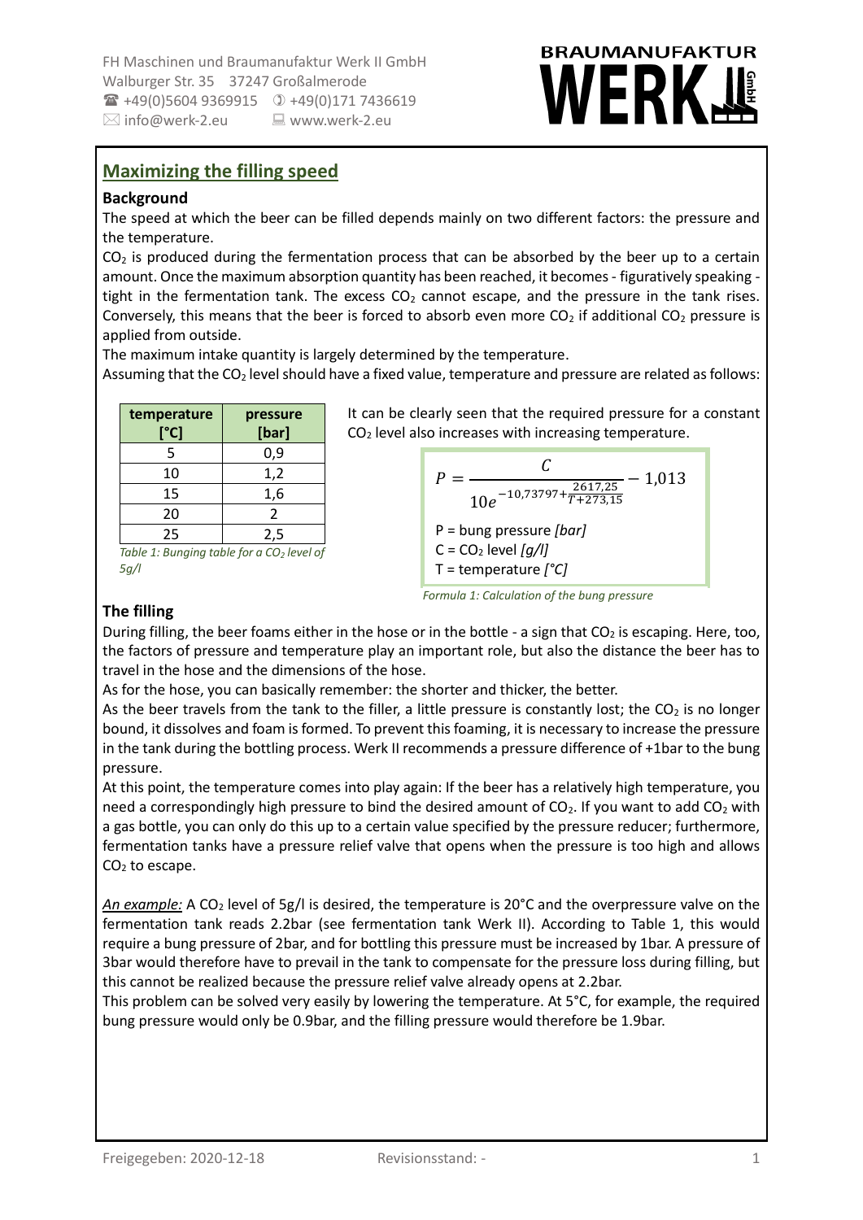FH Maschinen und Braumanufaktur Werk II GmbH
Walburger Str. 35 37247 Großalmerode
☎ +49(0)5604 9369915 ✆ +49(0)171 7436619
✉ info@werk-2.eu 🖥 www.werk-2.eu

## Maximizing the filling speed

### Background

The speed at which the beer can be filled depends mainly on two different factors: the pressure and the temperature.

$CO_2$ is produced during the fermentation process that can be absorbed by the beer up to a certain amount. Once the maximum absorption quantity has been reached, it becomes - figuratively speaking - tight in the fermentation tank. The excess $CO_2$ cannot escape, and the pressure in the tank rises. Conversely, this means that the beer is forced to absorb even more $CO_2$ if additional $CO_2$ pressure is applied from outside.

The maximum intake quantity is largely determined by the temperature.

Assuming that the $CO_2$ level should have a fixed value, temperature and pressure are related as follows:

| temperature [°C] | pressure [bar] |
|---|---|
| 5 | 0,9 |
| 10 | 1,2 |
| 15 | 1,6 |
| 20 | 2 |
| 25 | 2,5 |

*Table 1: Bunging table for a $CO_2$ level of 5g/l*

It can be clearly seen that the required pressure for a constant $CO_2$ level also increases with increasing temperature.

$$P = \frac{C}{10e^{-10{,}73797+\frac{2617{,}25}{T+273{,}15}}} - 1{,}013$$

P = bung pressure *[bar]*
C = $CO_2$ level *[g/l]*
T = temperature *[°C]*

*Formula 1: Calculation of the bung pressure*

### The filling

During filling, the beer foams either in the hose or in the bottle - a sign that $CO_2$ is escaping. Here, too, the factors of pressure and temperature play an important role, but also the distance the beer has to travel in the hose and the dimensions of the hose.

As for the hose, you can basically remember: the shorter and thicker, the better.

As the beer travels from the tank to the filler, a little pressure is constantly lost; the $CO_2$ is no longer bound, it dissolves and foam is formed. To prevent this foaming, it is necessary to increase the pressure in the tank during the bottling process. Werk II recommends a pressure difference of +1bar to the bung pressure.

At this point, the temperature comes into play again: If the beer has a relatively high temperature, you need a correspondingly high pressure to bind the desired amount of $CO_2$. If you want to add $CO_2$ with a gas bottle, you can only do this up to a certain value specified by the pressure reducer; furthermore, fermentation tanks have a pressure relief valve that opens when the pressure is too high and allows $CO_2$ to escape.

*An example:* A $CO_2$ level of 5g/l is desired, the temperature is 20°C and the overpressure valve on the fermentation tank reads 2.2bar (see fermentation tank Werk II). According to Table 1, this would require a bung pressure of 2bar, and for bottling this pressure must be increased by 1bar. A pressure of 3bar would therefore have to prevail in the tank to compensate for the pressure loss during filling, but this cannot be realized because the pressure relief valve already opens at 2.2bar.

This problem can be solved very easily by lowering the temperature. At 5°C, for example, the required bung pressure would only be 0.9bar, and the filling pressure would therefore be 1.9bar.

Freigegeben: 2020-12-18 Revisionsstand: -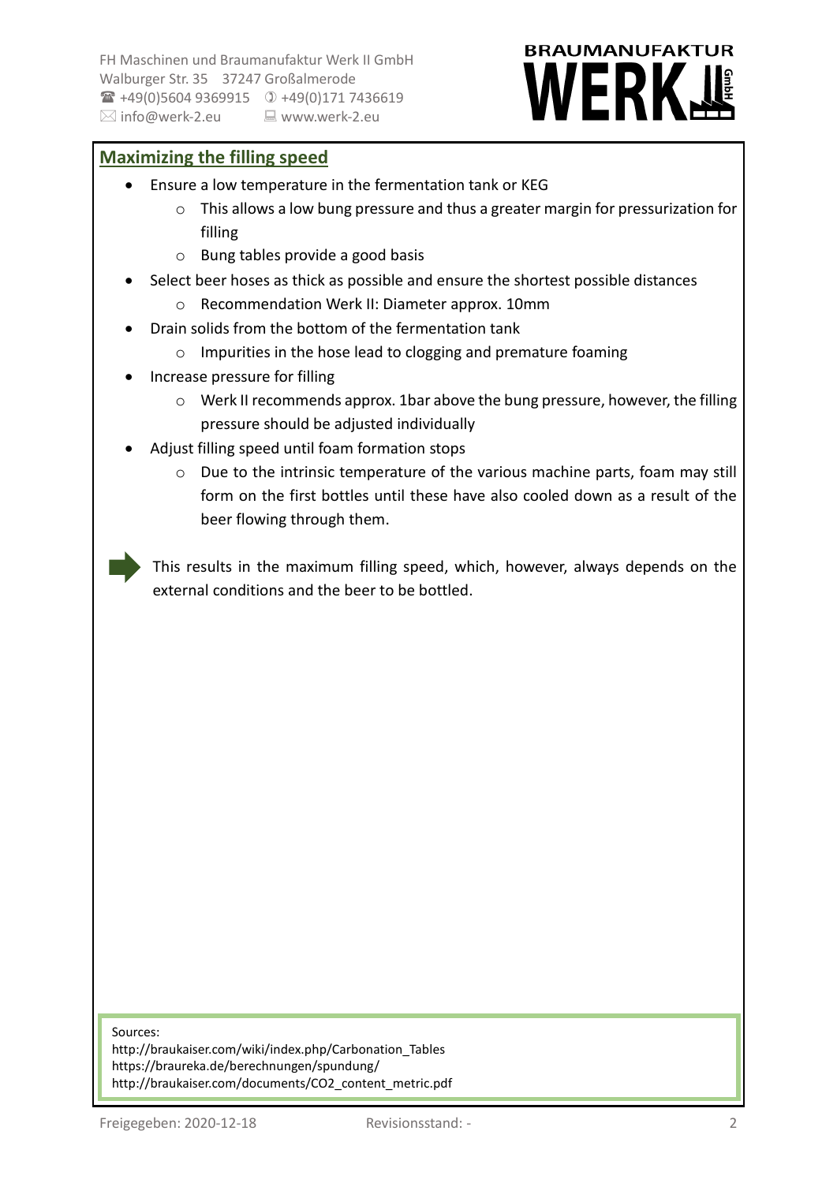## Maximizing the filling speed

- Ensure a low temperature in the fermentation tank or KEG
  - This allows a low bung pressure and thus a greater margin for pressurization for filling
  - Bung tables provide a good basis
- Select beer hoses as thick as possible and ensure the shortest possible distances
  - Recommendation Werk II: Diameter approx. 10mm
- Drain solids from the bottom of the fermentation tank
  - Impurities in the hose lead to clogging and premature foaming
- Increase pressure for filling
  - Werk II recommends approx. 1bar above the bung pressure, however, the filling pressure should be adjusted individually
- Adjust filling speed until foam formation stops
  - Due to the intrinsic temperature of the various machine parts, foam may still form on the first bottles until these have also cooled down as a result of the beer flowing through them.

➡ This results in the maximum filling speed, which, however, always depends on the external conditions and the beer to be bottled.

Sources:
http://braukaiser.com/wiki/index.php/Carbonation_Tables
https://braureka.de/berechnungen/spundung/
http://braukaiser.com/documents/CO2_content_metric.pdf